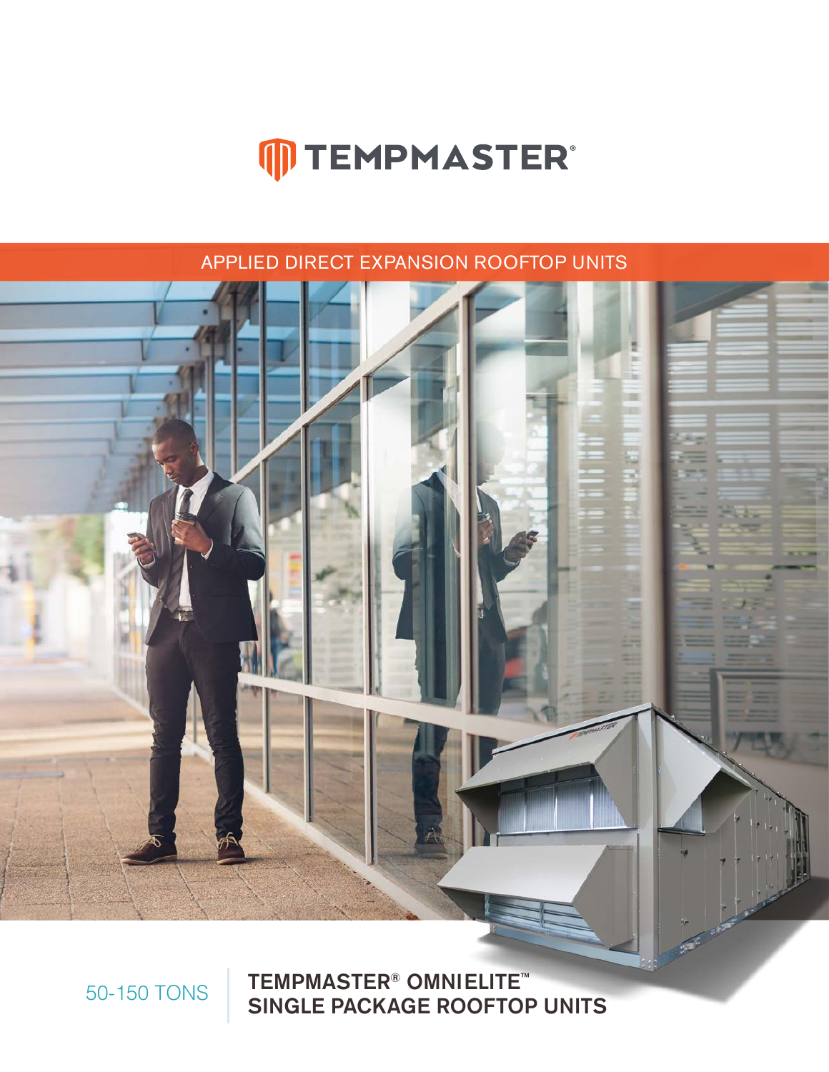# TEMPMASTER®

APPLIED DIRECT EXPANSION ROOFTOP UNITS

50-150 TONS

## TEMPMASTER® OMNIELITE™ SINGLE PACKAGE ROOFTOP UNITS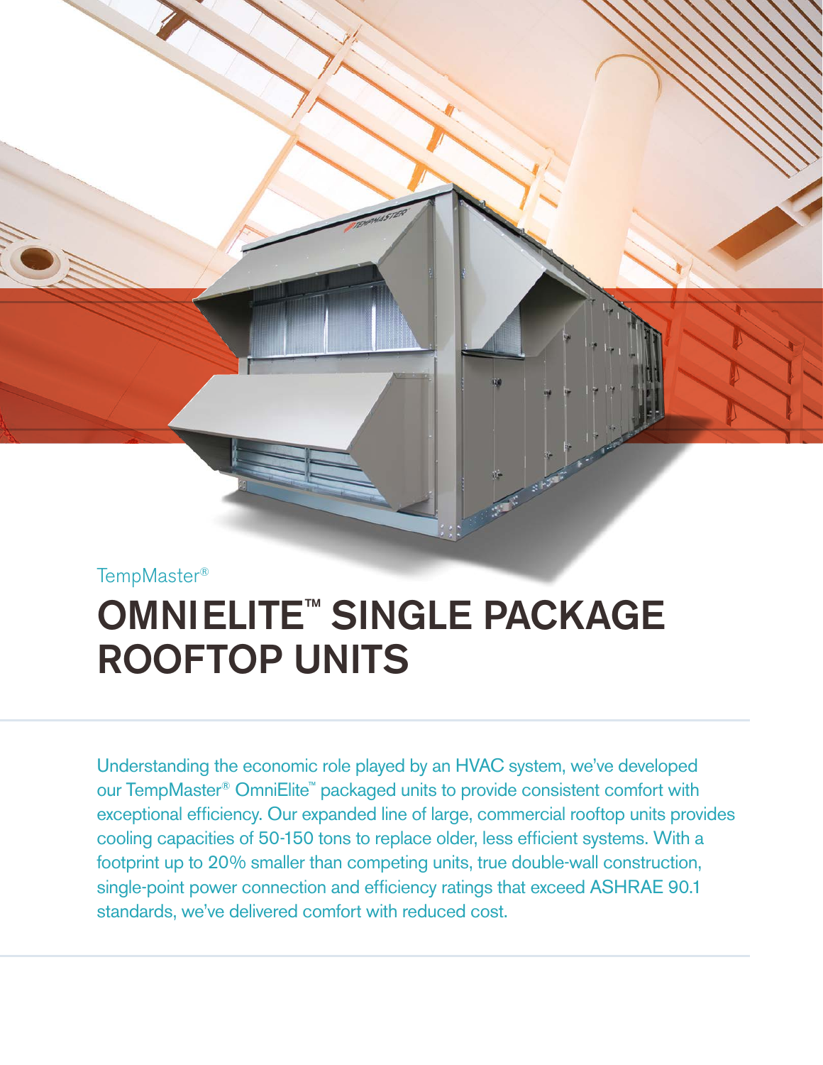TempMaster®

# OMNIELITE™ SINGLE PACKAGE ROOFTOP UNITS

Understanding the economic role played by an HVAC system, we've developed our TempMaster® OmniElite™ packaged units to provide consistent comfort with exceptional efficiency. Our expanded line of large, commercial rooftop units provides cooling capacities of 50-150 tons to replace older, less efficient systems. With a footprint up to 20% smaller than competing units, true double-wall construction, single-point power connection and efficiency ratings that exceed ASHRAE 90.1 standards, we've delivered comfort with reduced cost.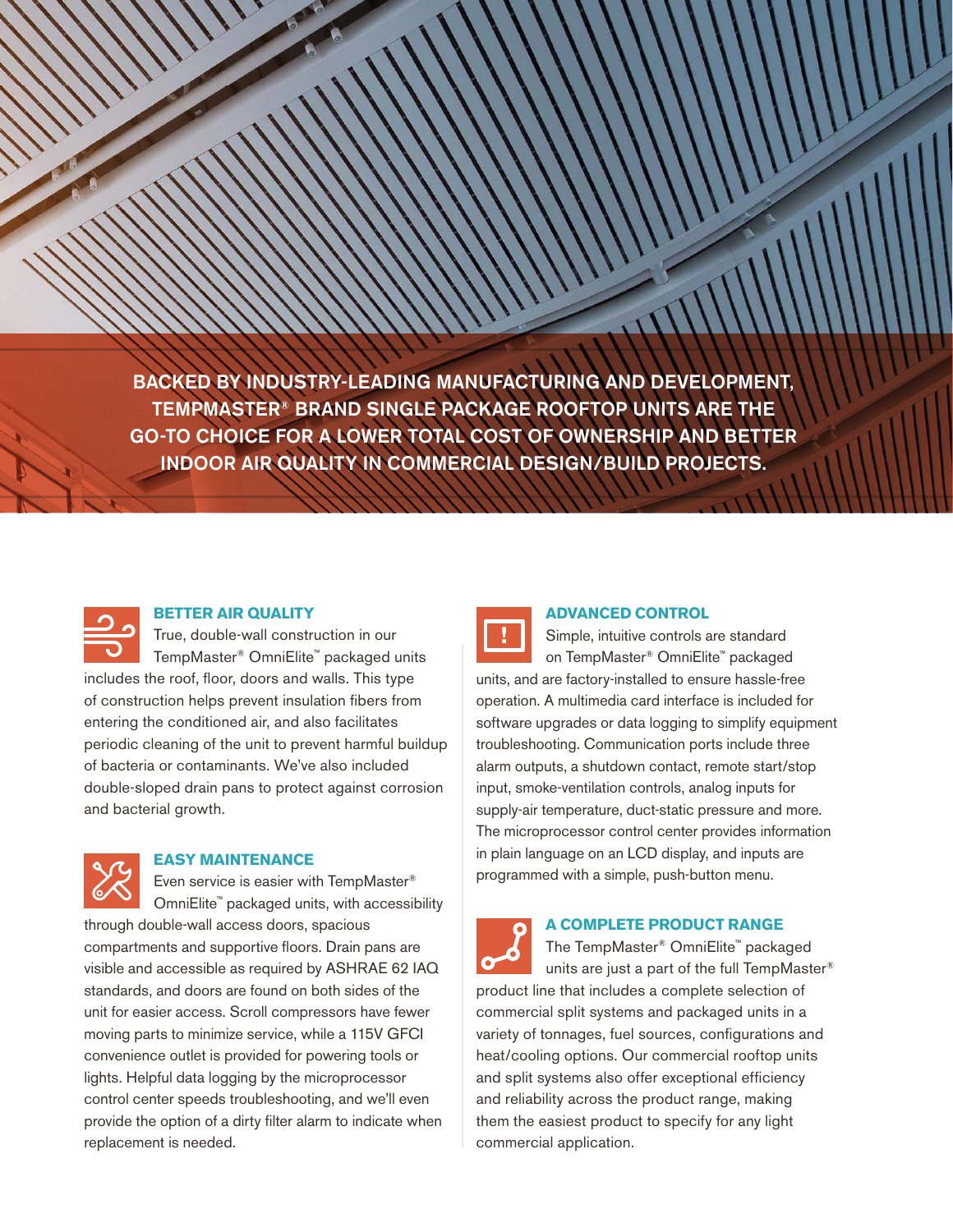**BACKED BY INDUSTRY-LEADING MANUFACTURING AND DEVELOPMENT, TEMPMASTER® BRAND SINGLE PACKAGE ROOFTOP UNITS ARE THE GO-TO CHOICE FOR A LOWER TOTAL COST OF OWNERSHIP AND BETTER INDOOR AIR QUALITY IN COMMERCIAL DESIGN/BUILD PROJECTS.**

### BETTER AIR QUALITY

True, double-wall construction in our TempMaster® OmniElite™ packaged units includes the roof, floor, doors and walls. This type of construction helps prevent insulation fibers from entering the conditioned air, and also facilitates periodic cleaning of the unit to prevent harmful buildup of bacteria or contaminants. We've also included double-sloped drain pans to protect against corrosion and bacterial growth.

### EASY MAINTENANCE

Even service is easier with TempMaster® OmniElite™ packaged units, with accessibility through double-wall access doors, spacious compartments and supportive floors. Drain pans are visible and accessible as required by ASHRAE 62 IAQ standards, and doors are found on both sides of the unit for easier access. Scroll compressors have fewer moving parts to minimize service, while a 115V GFCI convenience outlet is provided for powering tools or lights. Helpful data logging by the microprocessor control center speeds troubleshooting, and we'll even provide the option of a dirty filter alarm to indicate when replacement is needed.

### ADVANCED CONTROL

Simple, intuitive controls are standard on TempMaster® OmniElite™ packaged units, and are factory-installed to ensure hassle-free operation. A multimedia card interface is included for software upgrades or data logging to simplify equipment troubleshooting. Communication ports include three alarm outputs, a shutdown contact, remote start/stop input, smoke-ventilation controls, analog inputs for supply-air temperature, duct-static pressure and more. The microprocessor control center provides information in plain language on an LCD display, and inputs are programmed with a simple, push-button menu.

### A COMPLETE PRODUCT RANGE

The TempMaster® OmniElite™ packaged units are just a part of the full TempMaster® product line that includes a complete selection of commercial split systems and packaged units in a variety of tonnages, fuel sources, configurations and heat/cooling options. Our commercial rooftop units and split systems also offer exceptional efficiency and reliability across the product range, making them the easiest product to specify for any light commercial application.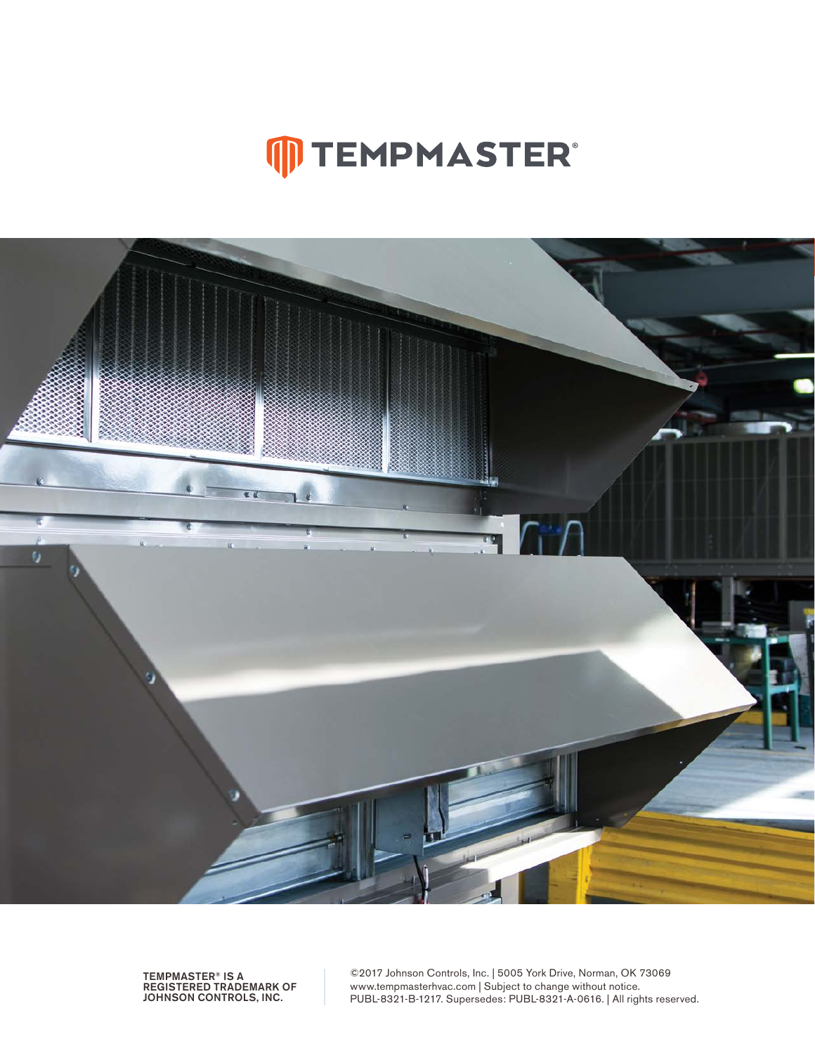TEMPMASTER®

TEMPMASTER® IS A REGISTERED TRADEMARK OF JOHNSON CONTROLS, INC.

©2017 Johnson Controls, Inc. | 5005 York Drive, Norman, OK 73069
www.tempmasterhvac.com | Subject to change without notice.
PUBL-8321-B-1217. Supersedes: PUBL-8321-A-0616. | All rights reserved.